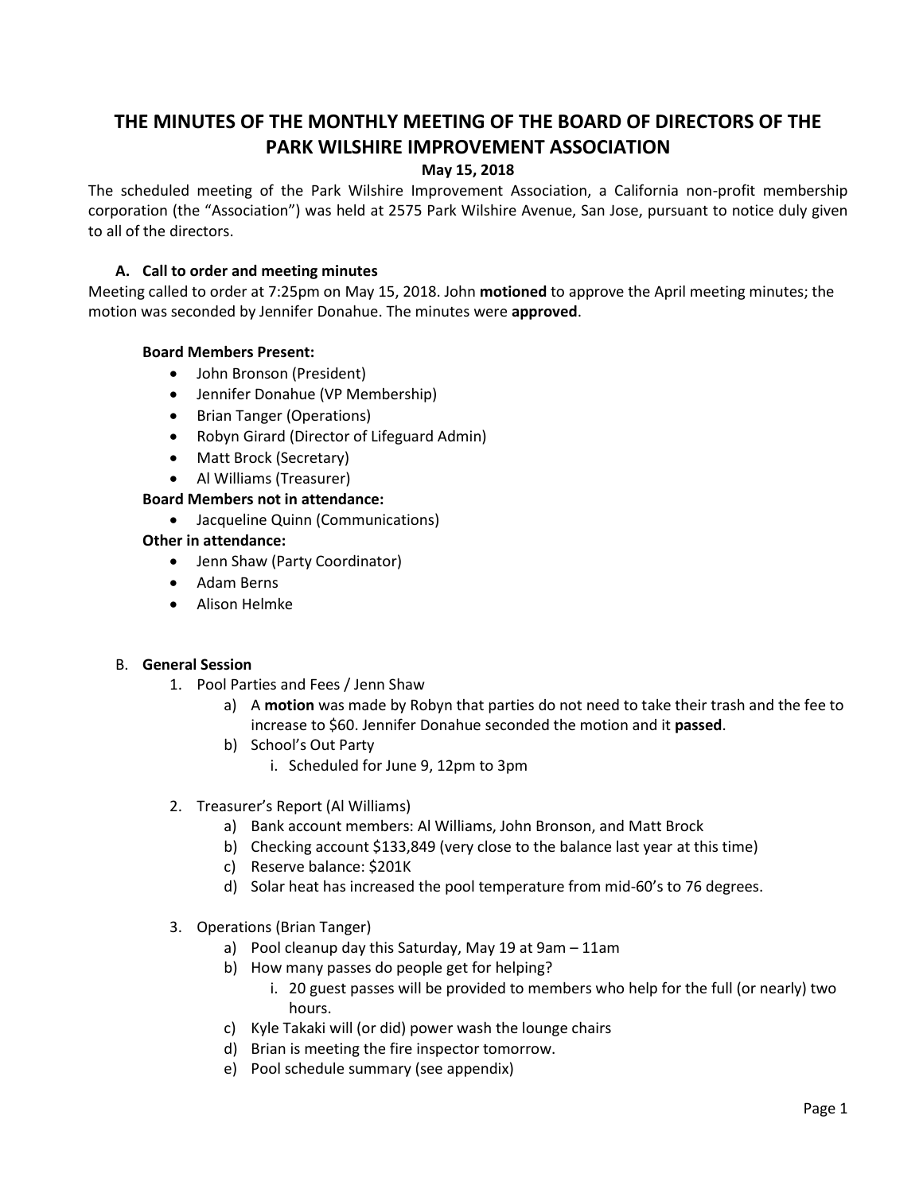# THE MINUTES OF THE MONTHLY MEETING OF THE BOARD OF DIRECTORS OF THE PARK WILSHIRE IMPROVEMENT ASSOCIATION

**May 15, 2018**

The scheduled meeting of the Park Wilshire Improvement Association, a California non-profit membership corporation (the "Association") was held at 2575 Park Wilshire Avenue, San Jose, pursuant to notice duly given to all of the directors.

### A. Call to order and meeting minutes

Meeting called to order at 7:25pm on May 15, 2018. John **motioned** to approve the April meeting minutes; the motion was seconded by Jennifer Donahue. The minutes were **approved**.

**Board Members Present:**

- John Bronson (President)
- Jennifer Donahue (VP Membership)
- Brian Tanger (Operations)
- Robyn Girard (Director of Lifeguard Admin)
- Matt Brock (Secretary)
- Al Williams (Treasurer)

**Board Members not in attendance:**

- Jacqueline Quinn (Communications)

**Other in attendance:**

- Jenn Shaw (Party Coordinator)
- Adam Berns
- Alison Helmke

### B. **General Session**

1. Pool Parties and Fees / Jenn Shaw
   a) A **motion** was made by Robyn that parties do not need to take their trash and the fee to increase to $60. Jennifer Donahue seconded the motion and it **passed**.
   b) School's Out Party
      i. Scheduled for June 9, 12pm to 3pm

2. Treasurer's Report (Al Williams)
   a) Bank account members: Al Williams, John Bronson, and Matt Brock
   b) Checking account $133,849 (very close to the balance last year at this time)
   c) Reserve balance: $201K
   d) Solar heat has increased the pool temperature from mid-60's to 76 degrees.

3. Operations (Brian Tanger)
   a) Pool cleanup day this Saturday, May 19 at 9am – 11am
   b) How many passes do people get for helping?
      i. 20 guest passes will be provided to members who help for the full (or nearly) two hours.
   c) Kyle Takaki will (or did) power wash the lounge chairs
   d) Brian is meeting the fire inspector tomorrow.
   e) Pool schedule summary (see appendix)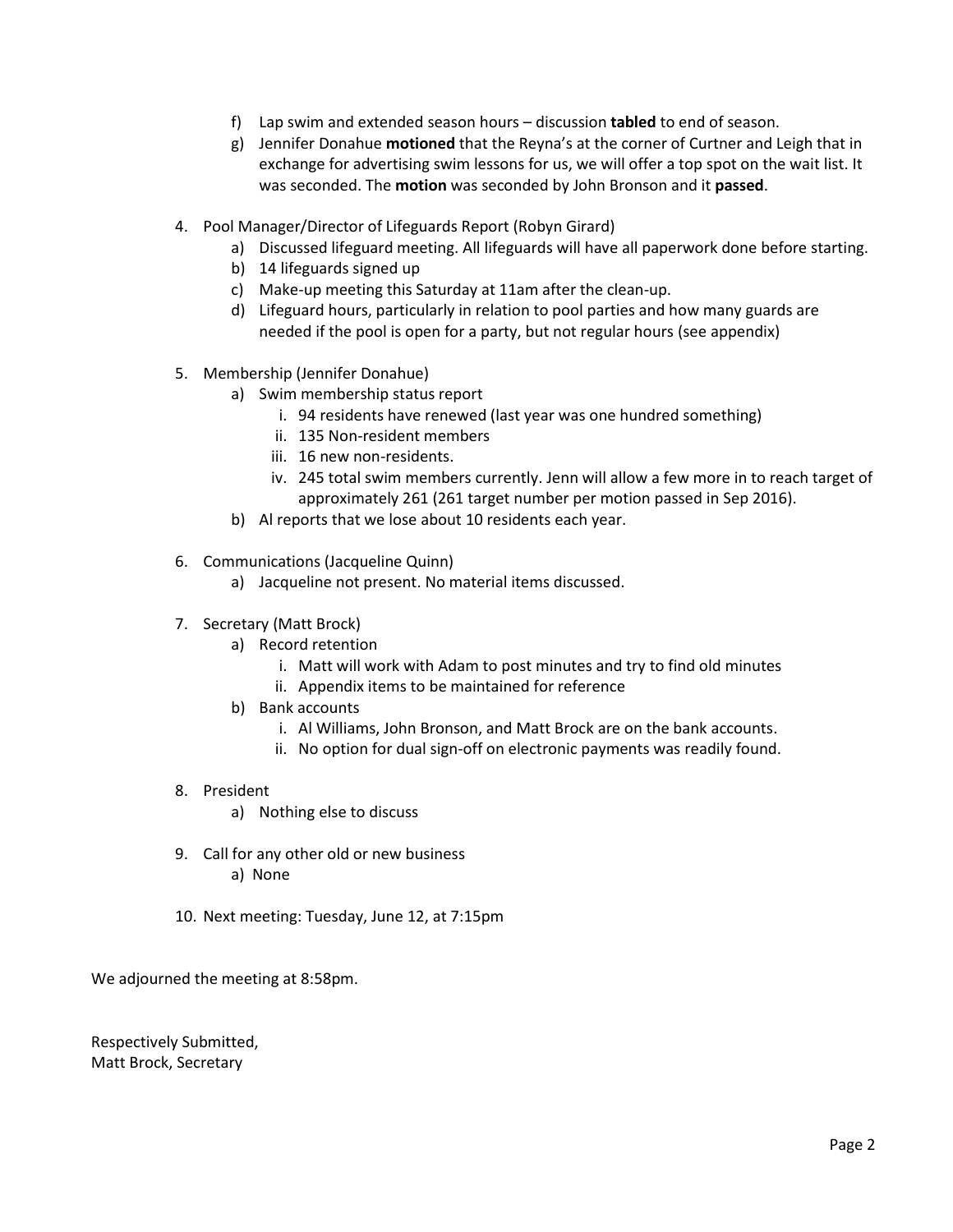f) Lap swim and extended season hours – discussion **tabled** to end of season.
g) Jennifer Donahue **motioned** that the Reyna's at the corner of Curtner and Leigh that in exchange for advertising swim lessons for us, we will offer a top spot on the wait list. It was seconded. The **motion** was seconded by John Bronson and it **passed**.

4. Pool Manager/Director of Lifeguards Report (Robyn Girard)
   a) Discussed lifeguard meeting. All lifeguards will have all paperwork done before starting.
   b) 14 lifeguards signed up
   c) Make-up meeting this Saturday at 11am after the clean-up.
   d) Lifeguard hours, particularly in relation to pool parties and how many guards are needed if the pool is open for a party, but not regular hours (see appendix)

5. Membership (Jennifer Donahue)
   a) Swim membership status report
      i. 94 residents have renewed (last year was one hundred something)
      ii. 135 Non-resident members
      iii. 16 new non-residents.
      iv. 245 total swim members currently. Jenn will allow a few more in to reach target of approximately 261 (261 target number per motion passed in Sep 2016).
   b) Al reports that we lose about 10 residents each year.

6. Communications (Jacqueline Quinn)
   a) Jacqueline not present. No material items discussed.

7. Secretary (Matt Brock)
   a) Record retention
      i. Matt will work with Adam to post minutes and try to find old minutes
      ii. Appendix items to be maintained for reference
   b) Bank accounts
      i. Al Williams, John Bronson, and Matt Brock are on the bank accounts.
      ii. No option for dual sign-off on electronic payments was readily found.

8. President
   a) Nothing else to discuss

9. Call for any other old or new business
   a) None

10. Next meeting: Tuesday, June 12, at 7:15pm

We adjourned the meeting at 8:58pm.

Respectively Submitted,
Matt Brock, Secretary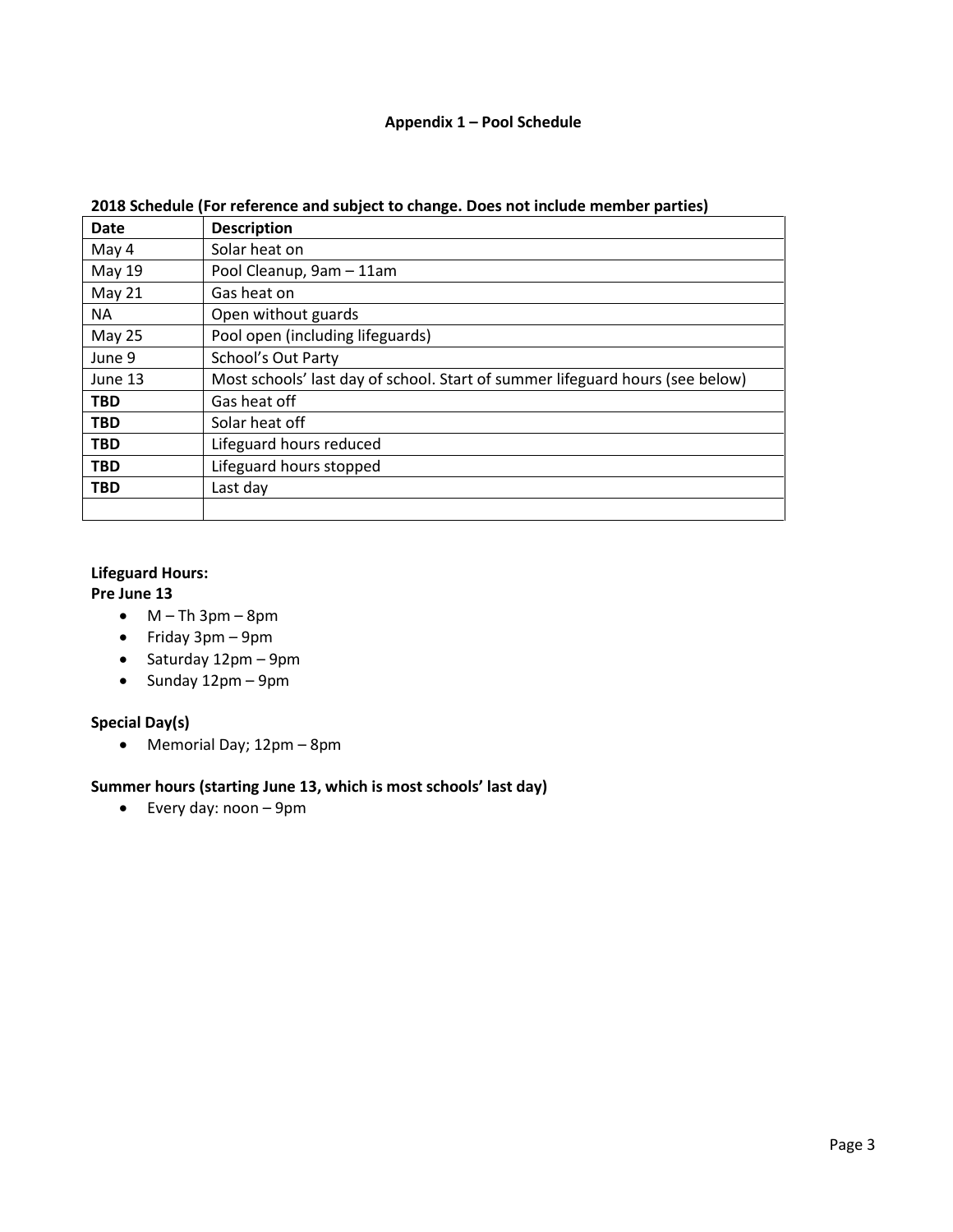# Appendix 1 – Pool Schedule

**2018 Schedule (For reference and subject to change. Does not include member parties)**

| Date | Description |
|---|---|
| May 4 | Solar heat on |
| May 19 | Pool Cleanup, 9am – 11am |
| May 21 | Gas heat on |
| NA | Open without guards |
| May 25 | Pool open (including lifeguards) |
| June 9 | School's Out Party |
| June 13 | Most schools' last day of school. Start of summer lifeguard hours (see below) |
| **TBD** | Gas heat off |
| **TBD** | Solar heat off |
| **TBD** | Lifeguard hours reduced |
| **TBD** | Lifeguard hours stopped |
| **TBD** | Last day |
| | |

**Lifeguard Hours:**
**Pre June 13**

- M – Th 3pm – 8pm
- Friday 3pm – 9pm
- Saturday 12pm – 9pm
- Sunday 12pm – 9pm

**Special Day(s)**

- Memorial Day; 12pm – 8pm

**Summer hours (starting June 13, which is most schools' last day)**

- Every day: noon – 9pm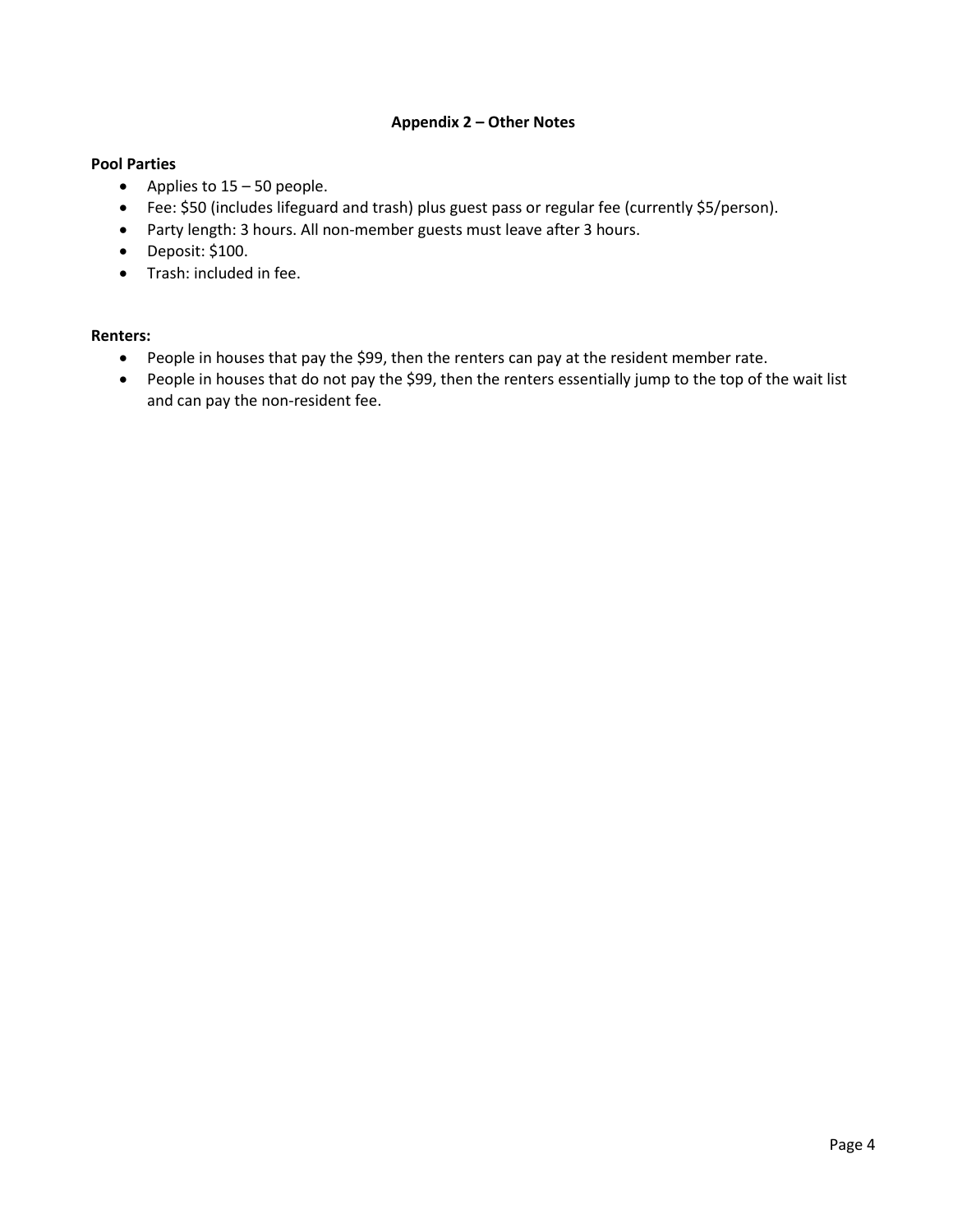## Appendix 2 – Other Notes

**Pool Parties**

- Applies to 15 – 50 people.
- Fee: $50 (includes lifeguard and trash) plus guest pass or regular fee (currently $5/person).
- Party length: 3 hours. All non-member guests must leave after 3 hours.
- Deposit: $100.
- Trash: included in fee.

**Renters:**

- People in houses that pay the $99, then the renters can pay at the resident member rate.
- People in houses that do not pay the $99, then the renters essentially jump to the top of the wait list and can pay the non-resident fee.